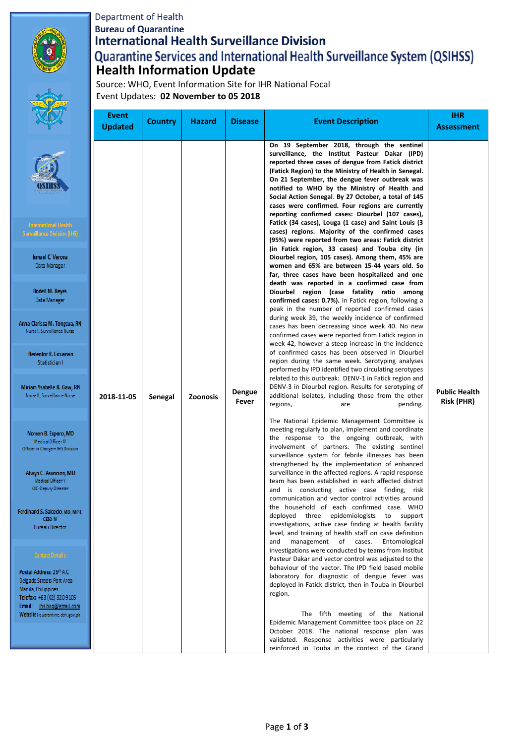Department of Health

Bureau of Quarantine

# International Health Surveillance Division

# Quarantine Services and International Health Surveillance System (QSIHSS)

## Health Information Update

Source: WHO, Event Information Site for IHR National Focal

Event Updates: **02 November to 05 2018**

International Health Surveillance Division (IHS)

Ismael C. Verona
Data Manager

Rodell M. Reyes
Data Manager

Anna Clarissa M. Tongcua, RN
Nurse I, Surveillance Nurse

Redentor R. Licuanan
Statistician I

Miriam Ysabelle K. Gaw, RN
Nurse II, Surveillance Nurse

Noreen B. Espero, MD
Medical Officer IV
Officer in Charge – IHS Division

Alwyn C. Asuncion, MD
Medical Officer V
OIC-Deputy Director

Ferdinand S. Salcedo, MD, MPH, CESO IV
Bureau Director

Contact Details:

Postal Address: 25th A.C Delgado Street, Port Area Manila, Philippines
Telefax: +63 (02) 320-9105
Email: ihs.boq@gmail.com
Website: quarantine.doh.gov.ph

| Event Updated | Country | Hazard | Disease | Event Description | IHR Assessment |
|---|---|---|---|---|---|
| 2018-11-05 | Senegal | Zoonosis | Dengue Fever | **On 19 September 2018, through the sentinel surveillance, the Institut Pasteur Dakar (IPD) reported three cases of dengue from Fatick district (Fatick Region) to the Ministry of Health in Senegal. On 21 September, the dengue fever outbreak was notified to WHO by the Ministry of Health and Social Action Senegal. By 27 October, a total of 145 cases were confirmed. Four regions are currently reporting confirmed cases: Diourbel (107 cases), Fatick (34 cases), Louga (1 case) and Saint Louis (3 cases) regions. Majority of the confirmed cases (95%) were reported from two areas: Fatick district (in Fatick region, 33 cases) and Touba city (in Diourbel region, 105 cases). Among them, 45% are women and 65% are between 15-44 years old. So far, three cases have been hospitalized and one death was reported in a confirmed case from Diourbel region (case fatality ratio among confirmed cases: 0.7%).** In Fatick region, following a peak in the number of reported confirmed cases during week 39, the weekly incidence of confirmed cases has been decreasing since week 40. No new confirmed cases were reported from Fatick region in week 42, however a steep increase in the incidence of confirmed cases has been observed in Diourbel region during the same week. Serotyping analyses performed by IPD identified two circulating serotypes related to this outbreak: DENV-1 in Fatick region and DENV-3 in Diourbel region. Results for serotyping of additional isolates, including those from the other regions, are pending.<br><br>The National Epidemic Management Committee is meeting regularly to plan, implement and coordinate the response to the ongoing outbreak, with involvement of partners. The existing sentinel surveillance system for febrile illnesses has been strengthened by the implementation of enhanced surveillance in the affected regions. A rapid response team has been established in each affected district and is conducting active case finding, risk communication and vector control activities around the household of each confirmed case. WHO deployed three epidemiologists to support investigations, active case finding at health facility level, and training of health staff on case definition and management of cases. Entomological investigations were conducted by teams from Institut Pasteur Dakar and vector control was adjusted to the behaviour of the vector. The IPD field based mobile laboratory for diagnostic of dengue fever was deployed in Fatick district, then in Touba in Diourbel region.<br><br>The fifth meeting of the National Epidemic Management Committee took place on 22 October 2018. The national response plan was validated. Response activities were particularly reinforced in Touba in the context of the Grand | Public Health Risk (PHR) |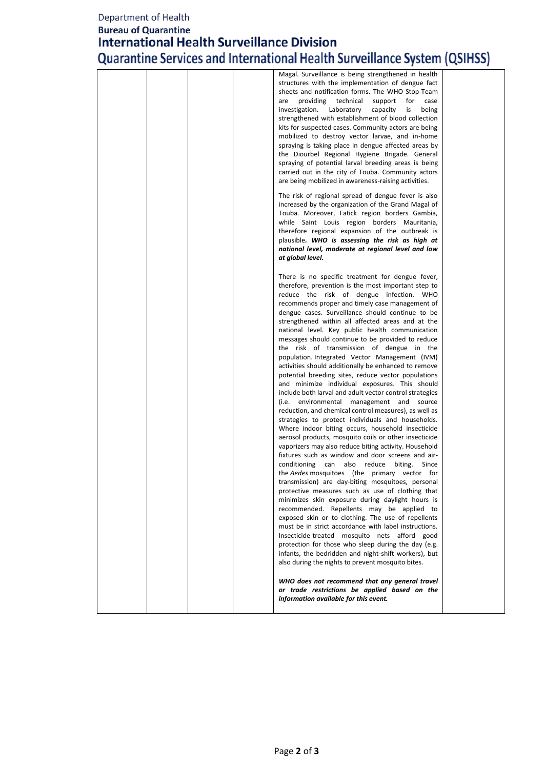| | | | | | | |
|---|---|---|---|---|---|---|
| | | | | Magal. Surveillance is being strengthened in health structures with the implementation of dengue fact sheets and notification forms. The WHO Stop-Team are providing technical support for case investigation. Laboratory capacity is being strengthened with establishment of blood collection kits for suspected cases. Community actors are being mobilized to destroy vector larvae, and in-home spraying is taking place in dengue affected areas by the Diourbel Regional Hygiene Brigade. General spraying of potential larval breeding areas is being carried out in the city of Touba. Community actors are being mobilized in awareness-raising activities.<br><br>The risk of regional spread of dengue fever is also increased by the organization of the Grand Magal of Touba. Moreover, Fatick region borders Gambia, while Saint Louis region borders Mauritania, therefore regional expansion of the outbreak is plausible. ***WHO is assessing the risk as high at national level, moderate at regional level and low at global level.***<br><br>There is no specific treatment for dengue fever, therefore, prevention is the most important step to reduce the risk of dengue infection. WHO recommends proper and timely case management of dengue cases. Surveillance should continue to be strengthened within all affected areas and at the national level. Key public health communication messages should continue to be provided to reduce the risk of transmission of dengue in the population. Integrated Vector Management (IVM) activities should additionally be enhanced to remove potential breeding sites, reduce vector populations and minimize individual exposures. This should include both larval and adult vector control strategies (i.e. environmental management and source reduction, and chemical control measures), as well as strategies to protect individuals and households. Where indoor biting occurs, household insecticide aerosol products, mosquito coils or other insecticide vaporizers may also reduce biting activity. Household fixtures such as window and door screens and air-conditioning can also reduce biting. Since the *Aedes* mosquitoes (the primary vector for transmission) are day-biting mosquitoes, personal protective measures such as use of clothing that minimizes skin exposure during daylight hours is recommended. Repellents may be applied to exposed skin or to clothing. The use of repellents must be in strict accordance with label instructions. Insecticide-treated mosquito nets afford good protection for those who sleep during the day (e.g. infants, the bedridden and night-shift workers), but also during the nights to prevent mosquito bites.<br><br>***WHO does not recommend that any general travel or trade restrictions be applied based on the information available for this event.*** | |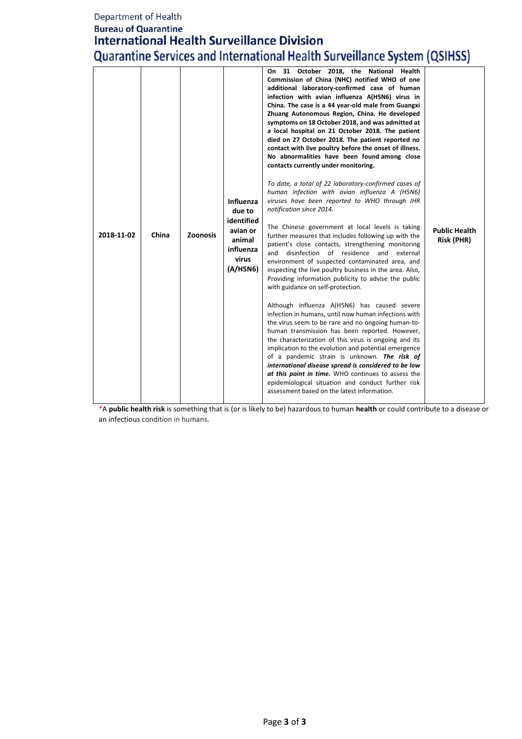Department of Health

**Bureau of Quarantine**

## International Health Surveillance Division

## Quarantine Services and International Health Surveillance System (QSIHSS)

| | | | | | |
|---|---|---|---|---|---|
| **2018-11-02** | **China** | **Zoonosis** | **Influenza due to identified avian or animal influenza virus (A/H5N6)** | **On 31 October 2018, the National Health Commission of China (NHC) notified WHO of one additional laboratory-confirmed case of human infection with avian influenza A(H5N6) virus in China. The case is a 44 year-old male from Guangxi Zhuang Autonomous Region, China. He developed symptoms on 18 October 2018, and was admitted at a local hospital on 21 October 2018. The patient died on 27 October 2018. The patient reported no contact with live poultry before the onset of illness. No abnormalities have been found among close contacts currently under monitoring.**<br><br>*To date, a total of 22 laboratory-confirmed cases of human infection with avian influenza A (H5N6) viruses have been reported to WHO through IHR notification since 2014.*<br><br>The Chinese government at local levels is taking further measures that includes following up with the patient's close contacts, strengthening monitoring and disinfection of residence and external environment of suspected contaminated area, and inspecting the live poultry business in the area. Also, Providing information publicity to advise the public with guidance on self-protection.<br><br>Although influenza A(H5N6) has caused severe infection in humans, until now human infections with the virus seem to be rare and no ongoing human-to-human transmission has been reported. However, the characterization of this virus is ongoing and its implication to the evolution and potential emergence of a pandemic strain is unknown. ***The risk of international disease spread is considered to be low at this point in time.*** WHO continues to assess the epidemiological situation and conduct further risk assessment based on the latest information. | **Public Health Risk (PHR)** |

*A **public health risk** is something that is (or is likely to be) hazardous to human **health** or could contribute to a disease or an infectious condition in humans.